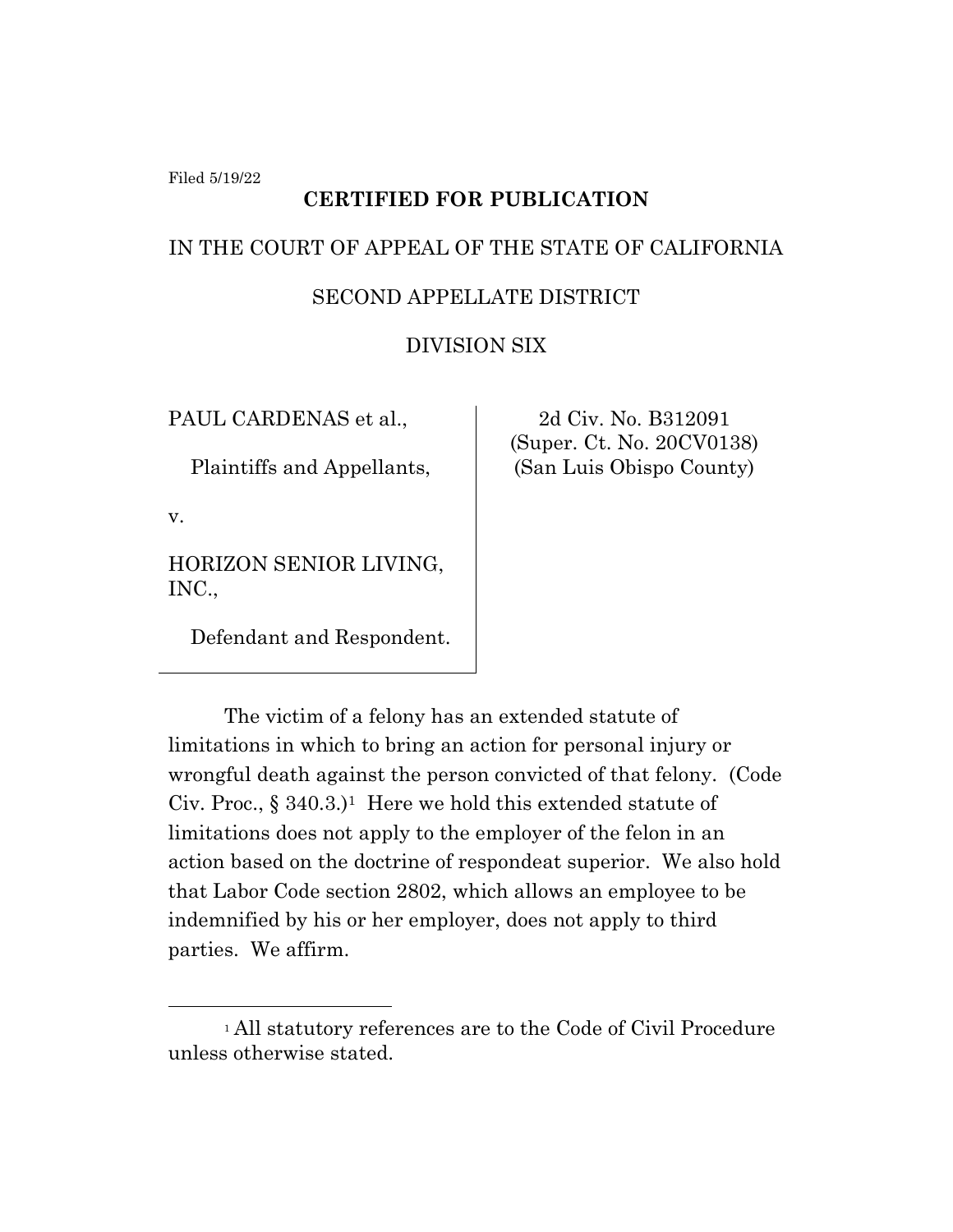Filed 5/19/22

**CERTIFIED FOR PUBLICATION**

IN THE COURT OF APPEAL OF THE STATE OF CALIFORNIA

SECOND APPELLATE DISTRICT

DIVISION SIX

| | |
|---|---|
| PAUL CARDENAS et al.,<br><br>Plaintiffs and Appellants,<br><br>v.<br><br>HORIZON SENIOR LIVING, INC.,<br><br>Defendant and Respondent. | 2d Civ. No. B312091<br>(Super. Ct. No. 20CV0138)<br>(San Luis Obispo County) |

The victim of a felony has an extended statute of limitations in which to bring an action for personal injury or wrongful death against the person convicted of that felony. (Code Civ. Proc., § 340.3.)[1] Here we hold this extended statute of limitations does not apply to the employer of the felon in an action based on the doctrine of respondeat superior. We also hold that Labor Code section 2802, which allows an employee to be indemnified by his or her employer, does not apply to third parties. We affirm.

[1] All statutory references are to the Code of Civil Procedure unless otherwise stated.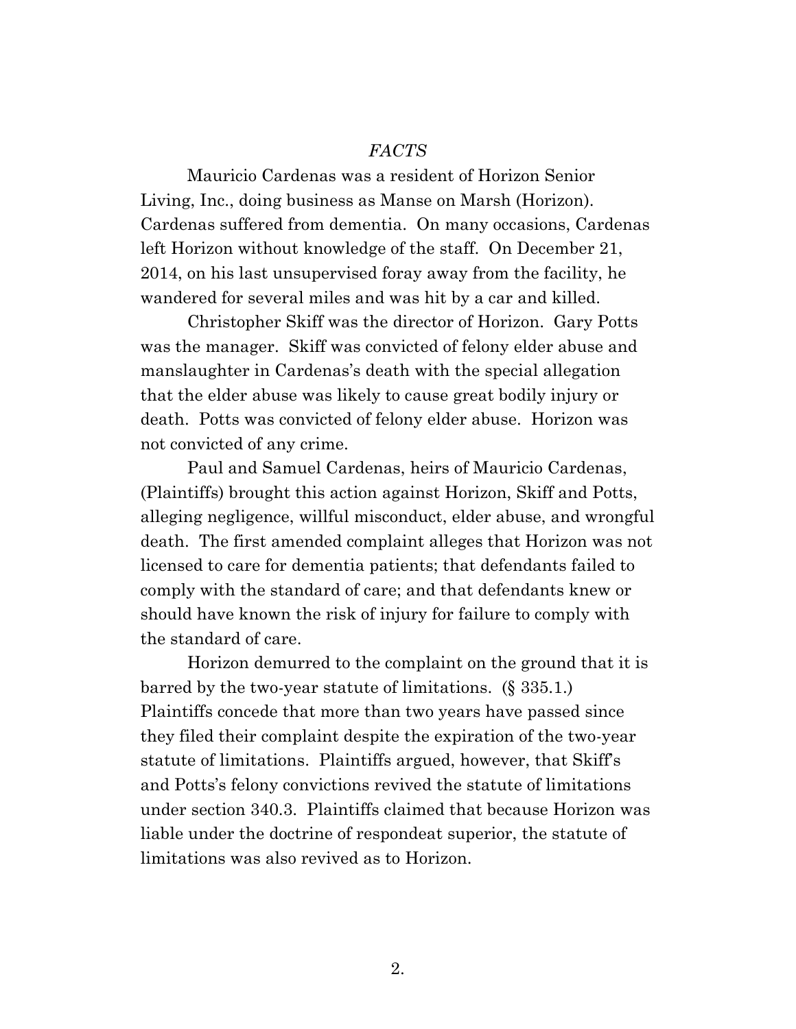*FACTS*

Mauricio Cardenas was a resident of Horizon Senior Living, Inc., doing business as Manse on Marsh (Horizon). Cardenas suffered from dementia. On many occasions, Cardenas left Horizon without knowledge of the staff. On December 21, 2014, on his last unsupervised foray away from the facility, he wandered for several miles and was hit by a car and killed.

Christopher Skiff was the director of Horizon. Gary Potts was the manager. Skiff was convicted of felony elder abuse and manslaughter in Cardenas's death with the special allegation that the elder abuse was likely to cause great bodily injury or death. Potts was convicted of felony elder abuse. Horizon was not convicted of any crime.

Paul and Samuel Cardenas, heirs of Mauricio Cardenas, (Plaintiffs) brought this action against Horizon, Skiff and Potts, alleging negligence, willful misconduct, elder abuse, and wrongful death. The first amended complaint alleges that Horizon was not licensed to care for dementia patients; that defendants failed to comply with the standard of care; and that defendants knew or should have known the risk of injury for failure to comply with the standard of care.

Horizon demurred to the complaint on the ground that it is barred by the two-year statute of limitations. (§ 335.1.) Plaintiffs concede that more than two years have passed since they filed their complaint despite the expiration of the two-year statute of limitations. Plaintiffs argued, however, that Skiff's and Potts's felony convictions revived the statute of limitations under section 340.3. Plaintiffs claimed that because Horizon was liable under the doctrine of respondeat superior, the statute of limitations was also revived as to Horizon.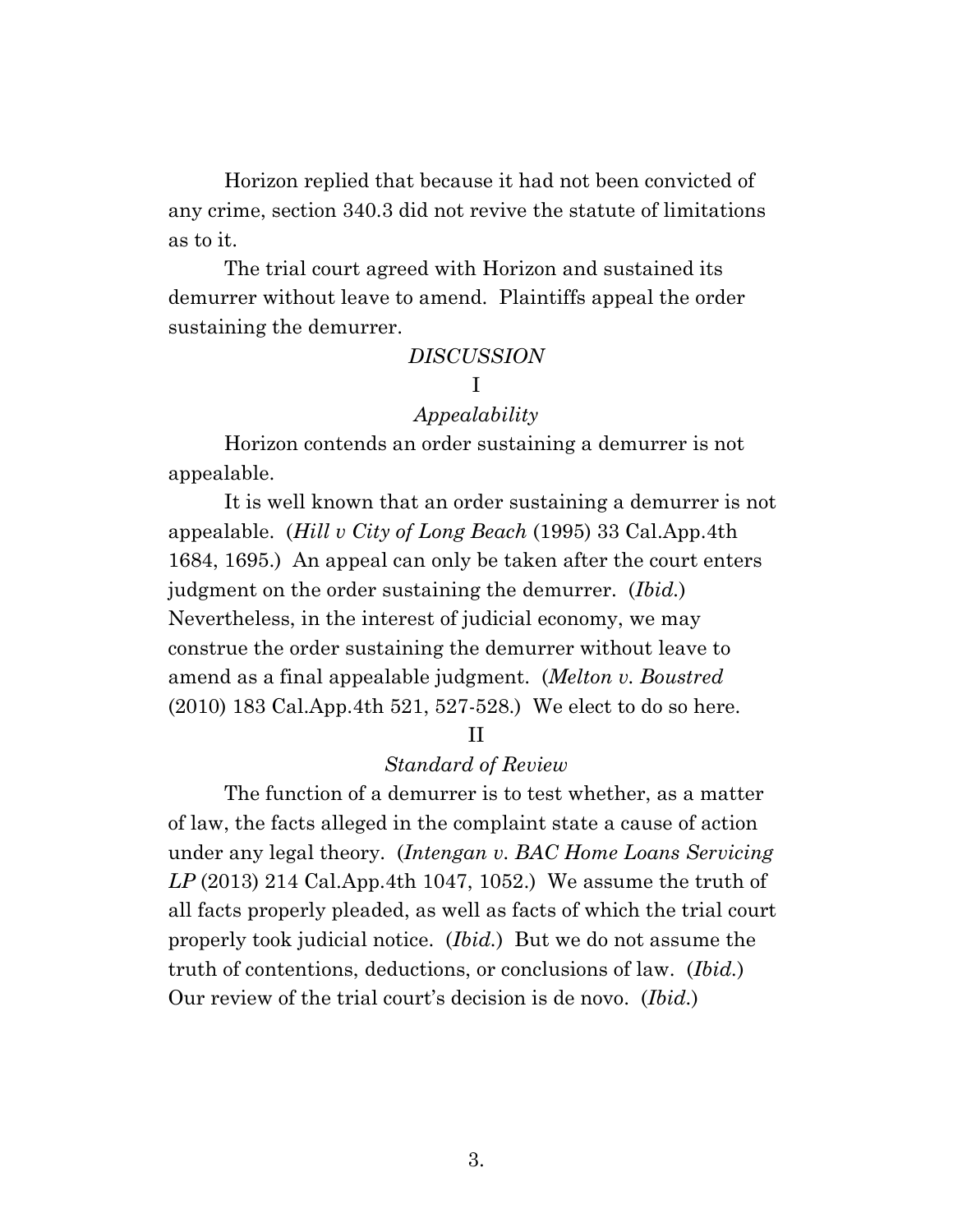Horizon replied that because it had not been convicted of any crime, section 340.3 did not revive the statute of limitations as to it.

The trial court agreed with Horizon and sustained its demurrer without leave to amend. Plaintiffs appeal the order sustaining the demurrer.

## *DISCUSSION*

### I

### *Appealability*

Horizon contends an order sustaining a demurrer is not appealable.

It is well known that an order sustaining a demurrer is not appealable. (*Hill v City of Long Beach* (1995) 33 Cal.App.4th 1684, 1695.) An appeal can only be taken after the court enters judgment on the order sustaining the demurrer. (*Ibid.*) Nevertheless, in the interest of judicial economy, we may construe the order sustaining the demurrer without leave to amend as a final appealable judgment. (*Melton v. Boustred* (2010) 183 Cal.App.4th 521, 527-528.) We elect to do so here.

### II

### *Standard of Review*

The function of a demurrer is to test whether, as a matter of law, the facts alleged in the complaint state a cause of action under any legal theory. (*Intengan v. BAC Home Loans Servicing LP* (2013) 214 Cal.App.4th 1047, 1052.) We assume the truth of all facts properly pleaded, as well as facts of which the trial court properly took judicial notice. (*Ibid.*) But we do not assume the truth of contentions, deductions, or conclusions of law. (*Ibid.*) Our review of the trial court's decision is de novo. (*Ibid.*)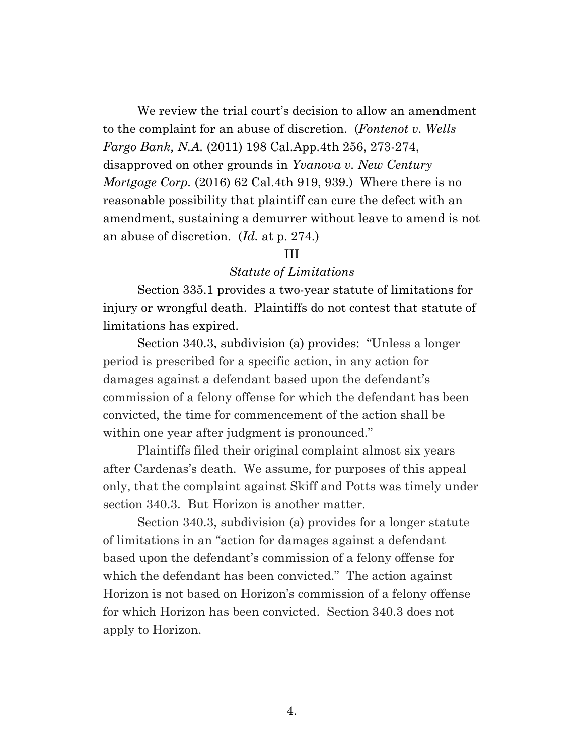We review the trial court's decision to allow an amendment to the complaint for an abuse of discretion. (*Fontenot v. Wells Fargo Bank, N.A.* (2011) 198 Cal.App.4th 256, 273-274, disapproved on other grounds in *Yvanova v. New Century Mortgage Corp.* (2016) 62 Cal.4th 919, 939.) Where there is no reasonable possibility that plaintiff can cure the defect with an amendment, sustaining a demurrer without leave to amend is not an abuse of discretion. (*Id.* at p. 274.)

III

*Statute of Limitations*

Section 335.1 provides a two-year statute of limitations for injury or wrongful death. Plaintiffs do not contest that statute of limitations has expired.

Section 340.3, subdivision (a) provides: "Unless a longer period is prescribed for a specific action, in any action for damages against a defendant based upon the defendant's commission of a felony offense for which the defendant has been convicted, the time for commencement of the action shall be within one year after judgment is pronounced."

Plaintiffs filed their original complaint almost six years after Cardenas's death. We assume, for purposes of this appeal only, that the complaint against Skiff and Potts was timely under section 340.3. But Horizon is another matter.

Section 340.3, subdivision (a) provides for a longer statute of limitations in an "action for damages against a defendant based upon the defendant's commission of a felony offense for which the defendant has been convicted." The action against Horizon is not based on Horizon's commission of a felony offense for which Horizon has been convicted. Section 340.3 does not apply to Horizon.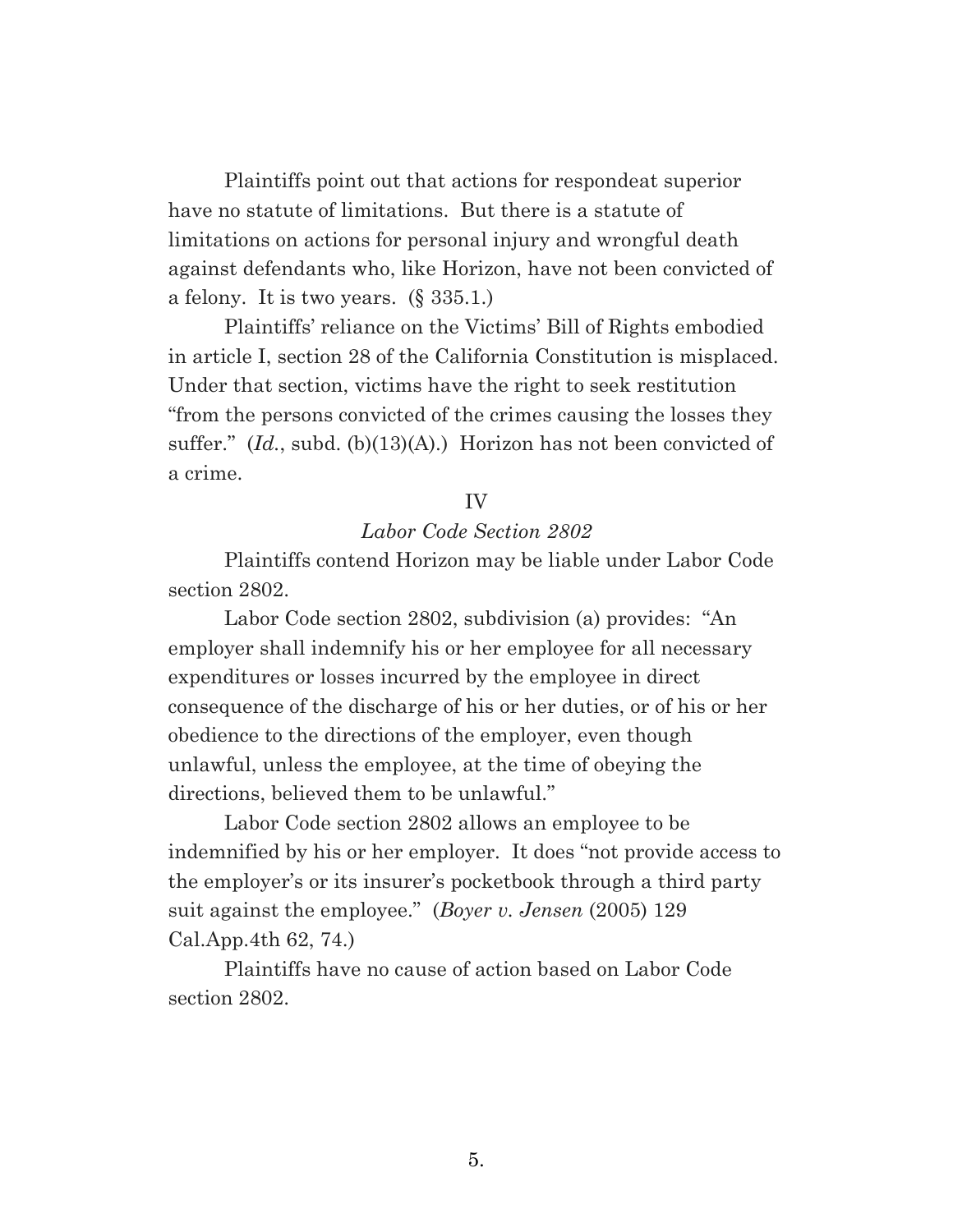Plaintiffs point out that actions for respondeat superior have no statute of limitations. But there is a statute of limitations on actions for personal injury and wrongful death against defendants who, like Horizon, have not been convicted of a felony. It is two years. (§ 335.1.)

Plaintiffs' reliance on the Victims' Bill of Rights embodied in article I, section 28 of the California Constitution is misplaced. Under that section, victims have the right to seek restitution "from the persons convicted of the crimes causing the losses they suffer." (*Id.*, subd. (b)(13)(A).) Horizon has not been convicted of a crime.

## IV

### *Labor Code Section 2802*

Plaintiffs contend Horizon may be liable under Labor Code section 2802.

Labor Code section 2802, subdivision (a) provides: "An employer shall indemnify his or her employee for all necessary expenditures or losses incurred by the employee in direct consequence of the discharge of his or her duties, or of his or her obedience to the directions of the employer, even though unlawful, unless the employee, at the time of obeying the directions, believed them to be unlawful."

Labor Code section 2802 allows an employee to be indemnified by his or her employer. It does "not provide access to the employer's or its insurer's pocketbook through a third party suit against the employee." (*Boyer v. Jensen* (2005) 129 Cal.App.4th 62, 74.)

Plaintiffs have no cause of action based on Labor Code section 2802.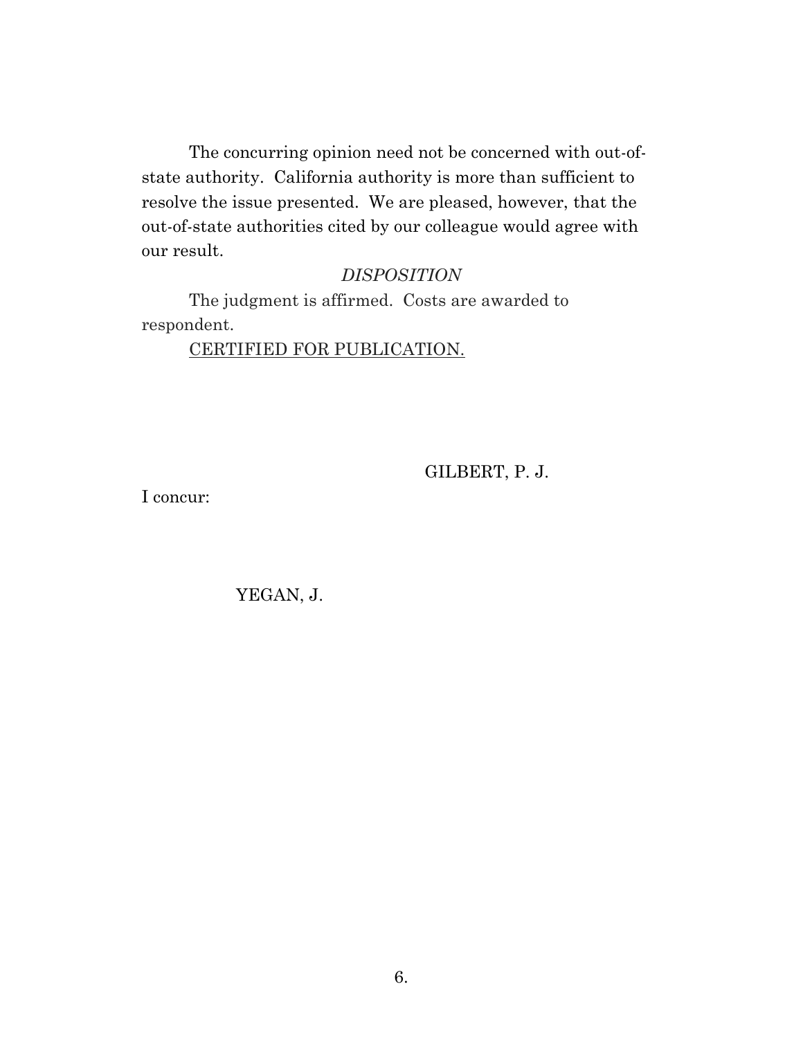The concurring opinion need not be concerned with out-of-state authority. California authority is more than sufficient to resolve the issue presented. We are pleased, however, that the out-of-state authorities cited by our colleague would agree with our result.

*DISPOSITION*

The judgment is affirmed. Costs are awarded to respondent.

<u>CERTIFIED FOR PUBLICATION.</u>

GILBERT, P. J.

I concur:

YEGAN, J.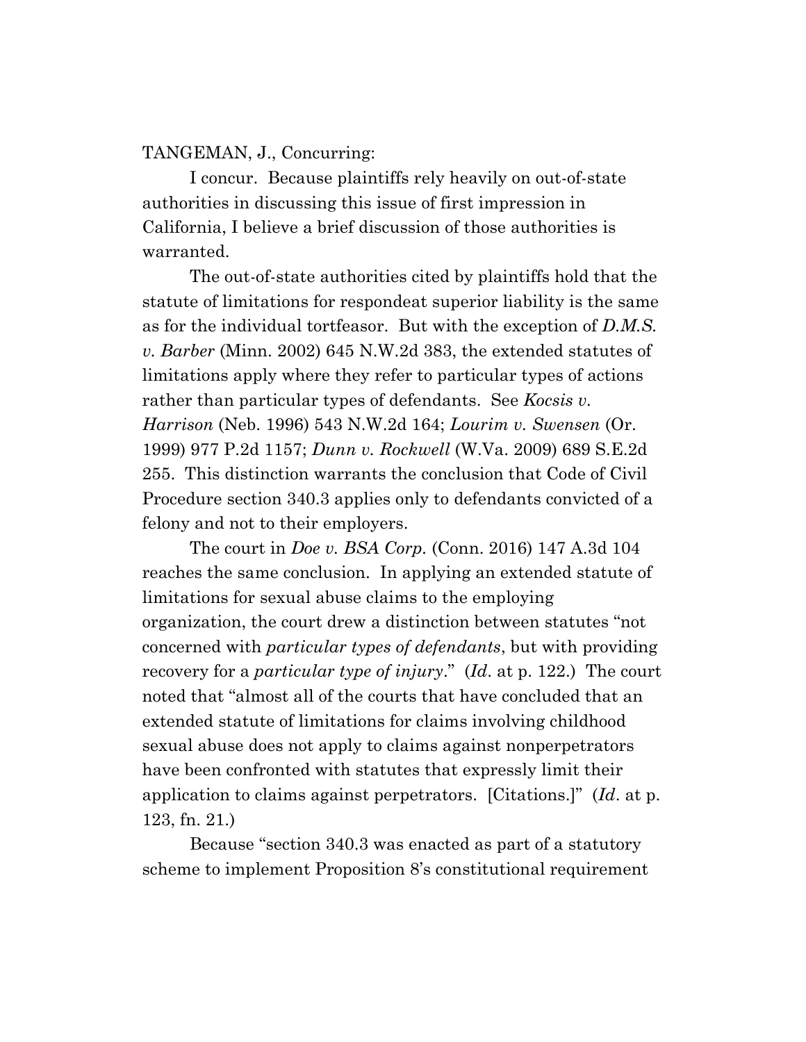TANGEMAN, J., Concurring:

I concur. Because plaintiffs rely heavily on out-of-state authorities in discussing this issue of first impression in California, I believe a brief discussion of those authorities is warranted.

The out-of-state authorities cited by plaintiffs hold that the statute of limitations for respondeat superior liability is the same as for the individual tortfeasor. But with the exception of *D.M.S. v. Barber* (Minn. 2002) 645 N.W.2d 383, the extended statutes of limitations apply where they refer to particular types of actions rather than particular types of defendants. See *Kocsis v. Harrison* (Neb. 1996) 543 N.W.2d 164; *Lourim v. Swensen* (Or. 1999) 977 P.2d 1157; *Dunn v. Rockwell* (W.Va. 2009) 689 S.E.2d 255. This distinction warrants the conclusion that Code of Civil Procedure section 340.3 applies only to defendants convicted of a felony and not to their employers.

The court in *Doe v. BSA Corp.* (Conn. 2016) 147 A.3d 104 reaches the same conclusion. In applying an extended statute of limitations for sexual abuse claims to the employing organization, the court drew a distinction between statutes "not concerned with *particular types of defendants*, but with providing recovery for a *particular type of injury*." (*Id*. at p. 122.) The court noted that "almost all of the courts that have concluded that an extended statute of limitations for claims involving childhood sexual abuse does not apply to claims against nonperpetrators have been confronted with statutes that expressly limit their application to claims against perpetrators. [Citations.]" (*Id*. at p. 123, fn. 21.)

Because "section 340.3 was enacted as part of a statutory scheme to implement Proposition 8's constitutional requirement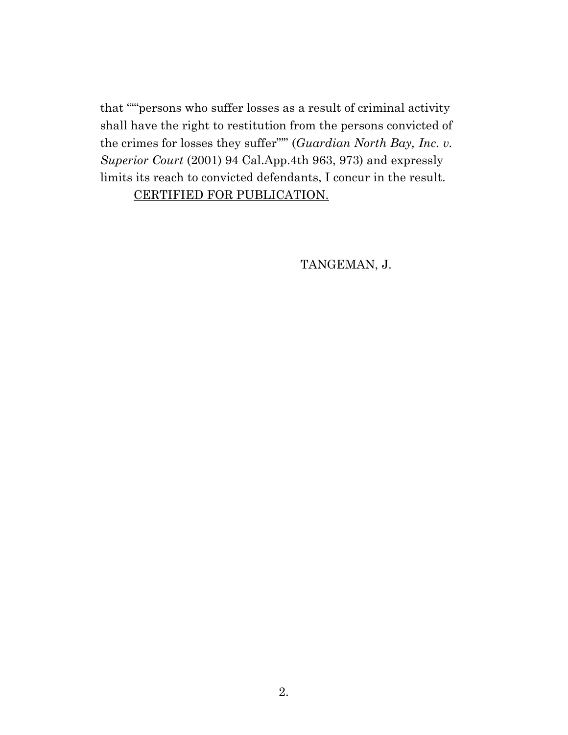that """persons who suffer losses as a result of criminal activity shall have the right to restitution from the persons convicted of the crimes for losses they suffer""" (*Guardian North Bay, Inc. v. Superior Court* (2001) 94 Cal.App.4th 963, 973) and expressly limits its reach to convicted defendants, I concur in the result.

CERTIFIED FOR PUBLICATION.

TANGEMAN, J.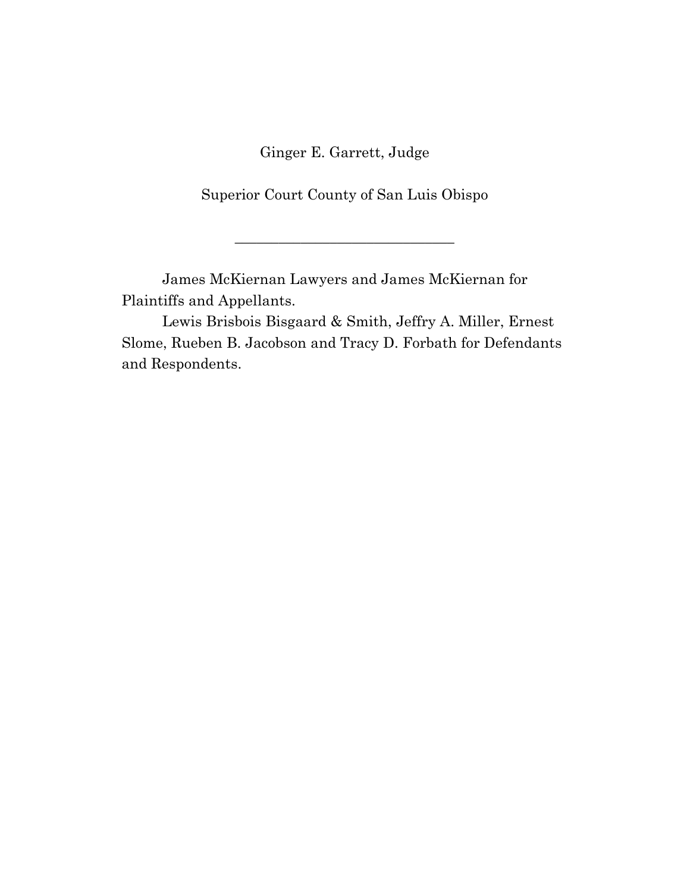Ginger E. Garrett, Judge

Superior Court County of San Luis Obispo

______________________________

James McKiernan Lawyers and James McKiernan for Plaintiffs and Appellants.

Lewis Brisbois Bisgaard & Smith, Jeffry A. Miller, Ernest Slome, Rueben B. Jacobson and Tracy D. Forbath for Defendants and Respondents.